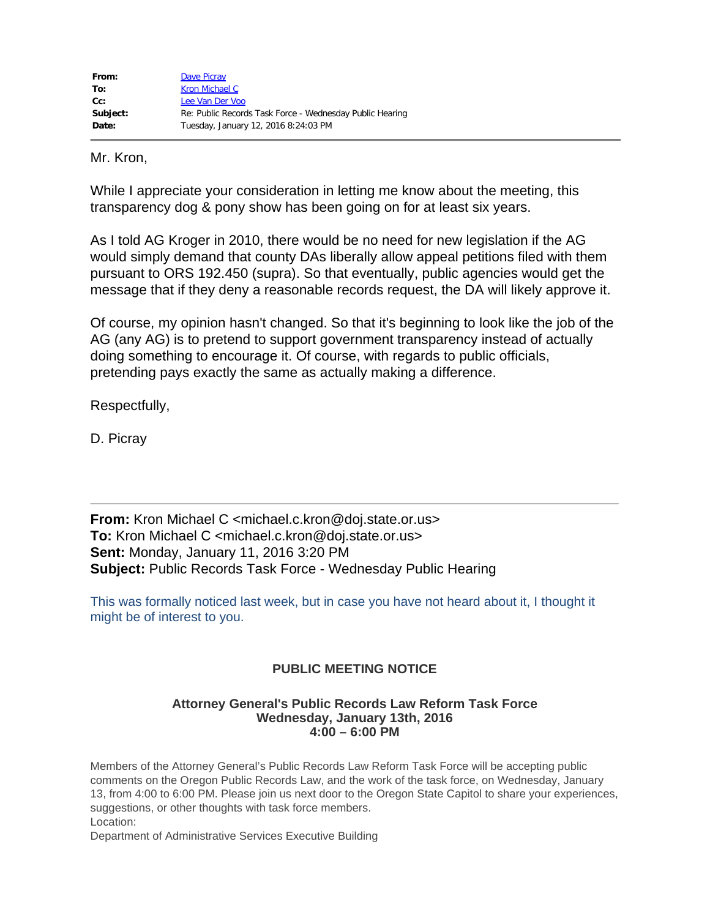| | |
|---|---|
| **From:** | Dave Picray |
| **To:** | Kron Michael C |
| **Cc:** | Lee Van Der Voo |
| **Subject:** | Re: Public Records Task Force - Wednesday Public Hearing |
| **Date:** | Tuesday, January 12, 2016 8:24:03 PM |

---

Mr. Kron,

While I appreciate your consideration in letting me know about the meeting, this transparency dog & pony show has been going on for at least six years.

As I told AG Kroger in 2010, there would be no need for new legislation if the AG would simply demand that county DAs liberally allow appeal petitions filed with them pursuant to ORS 192.450 (supra). So that eventually, public agencies would get the message that if they deny a reasonable records request, the DA will likely approve it.

Of course, my opinion hasn't changed. So that it's beginning to look like the job of the AG (any AG) is to pretend to support government transparency instead of actually doing something to encourage it. Of course, with regards to public officials, pretending pays exactly the same as actually making a difference.

Respectfully,

D. Picray

---

**From:** Kron Michael C <michael.c.kron@doj.state.or.us>
**To:** Kron Michael C <michael.c.kron@doj.state.or.us>
**Sent:** Monday, January 11, 2016 3:20 PM
**Subject:** Public Records Task Force - Wednesday Public Hearing

This was formally noticed last week, but in case you have not heard about it, I thought it might be of interest to you.

**PUBLIC MEETING NOTICE**

**Attorney General's Public Records Law Reform Task Force**
**Wednesday, January 13th, 2016**
**4:00 – 6:00 PM**

Members of the Attorney General's Public Records Law Reform Task Force will be accepting public comments on the Oregon Public Records Law, and the work of the task force, on Wednesday, January 13, from 4:00 to 6:00 PM. Please join us next door to the Oregon State Capitol to share your experiences, suggestions, or other thoughts with task force members.
Location:
Department of Administrative Services Executive Building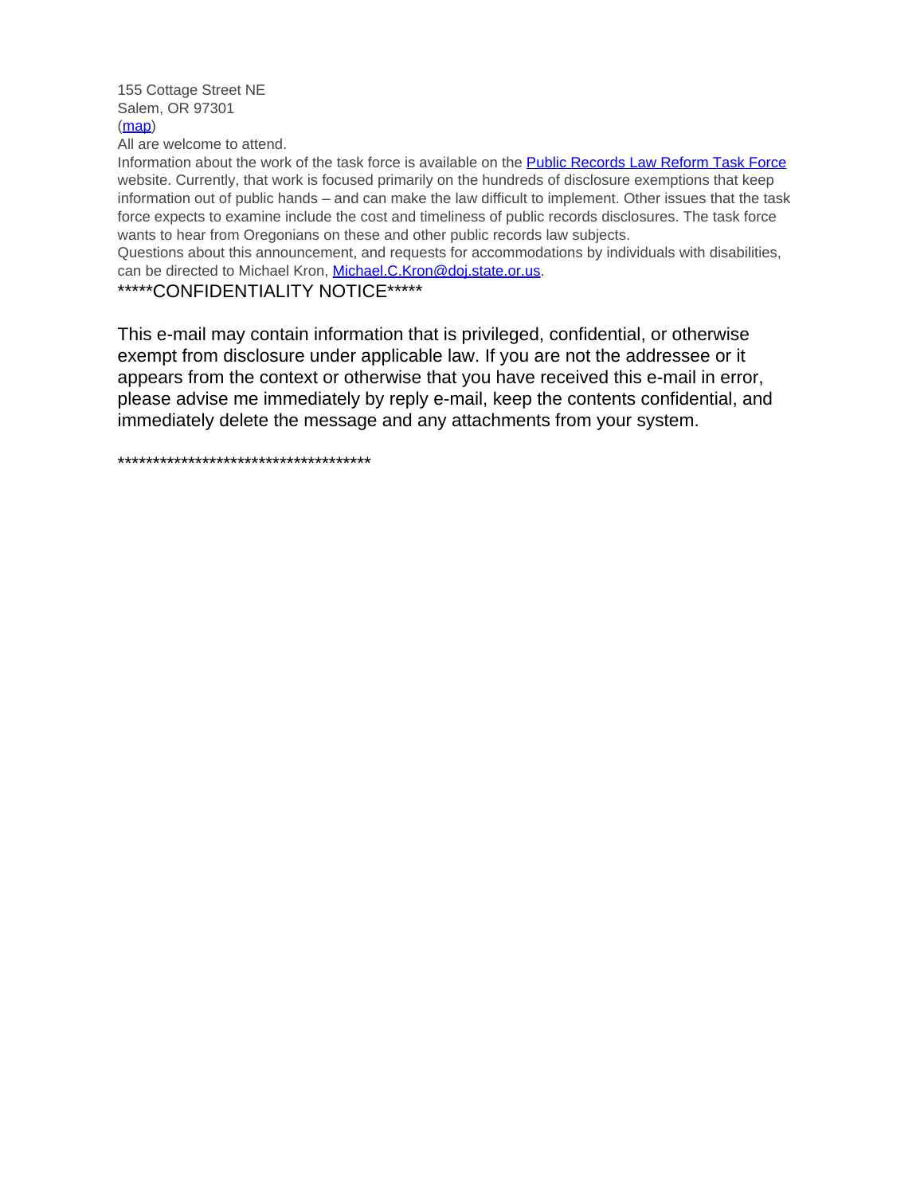155 Cottage Street NE
Salem, OR 97301
(map)
All are welcome to attend.
Information about the work of the task force is available on the Public Records Law Reform Task Force website. Currently, that work is focused primarily on the hundreds of disclosure exemptions that keep information out of public hands – and can make the law difficult to implement. Other issues that the task force expects to examine include the cost and timeliness of public records disclosures. The task force wants to hear from Oregonians on these and other public records law subjects.
Questions about this announcement, and requests for accommodations by individuals with disabilities, can be directed to Michael Kron, Michael.C.Kron@doj.state.or.us.

*****CONFIDENTIALITY NOTICE*****

This e-mail may contain information that is privileged, confidential, or otherwise exempt from disclosure under applicable law. If you are not the addressee or it appears from the context or otherwise that you have received this e-mail in error, please advise me immediately by reply e-mail, keep the contents confidential, and immediately delete the message and any attachments from your system.

************************************